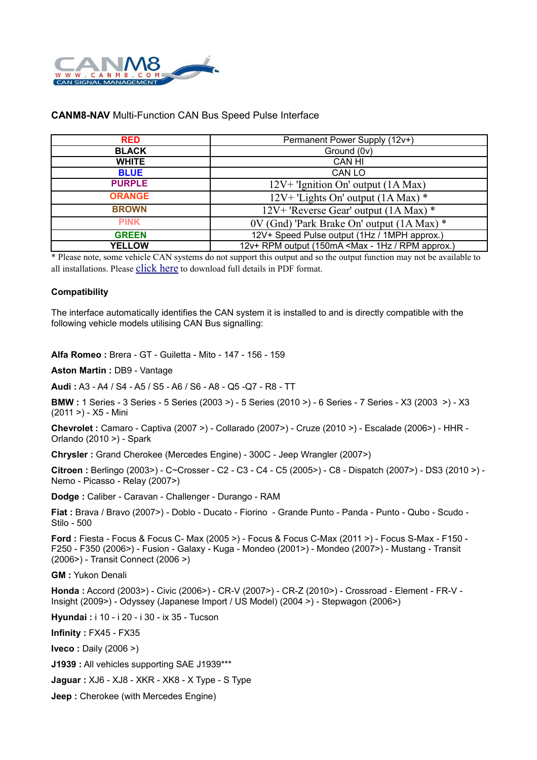CANM8 WWW.CANM8.COM CAN SIGNAL MANAGEMENT

**CANM8-NAV** Multi-Function CAN Bus Speed Pulse Interface

| | |
|---|---|
| **RED** | Permanent Power Supply (12v+) |
| **BLACK** | Ground (0v) |
| **WHITE** | CAN HI |
| **BLUE** | CAN LO |
| **PURPLE** | 12V+ 'Ignition On' output (1A Max) |
| **ORANGE** | 12V+ 'Lights On' output (1A Max) * |
| **BROWN** | 12V+ 'Reverse Gear' output (1A Max) * |
| **PINK** | 0V (Gnd) 'Park Brake On' output (1A Max) * |
| **GREEN** | 12V+ Speed Pulse output (1Hz / 1MPH approx.) |
| **YELLOW** | 12v+ RPM output (150mA <Max - 1Hz / RPM approx.) |

* Please note, some vehicle CAN systems do not support this output and so the output function may not be available to all installations. Please click here to download full details in PDF format.

### Compatibility

The interface automatically identifies the CAN system it is installed to and is directly compatible with the following vehicle models utilising CAN Bus signalling:

**Alfa Romeo :** Brera - GT - Guiletta - Mito - 147 - 156 - 159

**Aston Martin :** DB9 - Vantage

**Audi :** A3 - A4 / S4 - A5 / S5 - A6 / S6 - A8 - Q5 -Q7 - R8 - TT

**BMW :** 1 Series - 3 Series - 5 Series (2003 >) - 5 Series (2010 >) - 6 Series - 7 Series - X3 (2003 >) - X3 (2011 >) - X5 - Mini

**Chevrolet :** Camaro - Captiva (2007 >) - Collarado (2007>) - Cruze (2010 >) - Escalade (2006>) - HHR - Orlando (2010 >) - Spark

**Chrysler :** Grand Cherokee (Mercedes Engine) - 300C - Jeep Wrangler (2007>)

**Citroen :** Berlingo (2003>) - C~Crosser - C2 - C3 - C4 - C5 (2005>) - C8 - Dispatch (2007>) - DS3 (2010 >) - Nemo - Picasso - Relay (2007>)

**Dodge :** Caliber - Caravan - Challenger - Durango - RAM

**Fiat :** Brava / Bravo (2007>) - Doblo - Ducato - Fiorino - Grande Punto - Panda - Punto - Qubo - Scudo - Stilo - 500

**Ford :** Fiesta - Focus & Focus C- Max (2005 >) - Focus & Focus C-Max (2011 >) - Focus S-Max - F150 - F250 - F350 (2006>) - Fusion - Galaxy - Kuga - Mondeo (2001>) - Mondeo (2007>) - Mustang - Transit (2006>) - Transit Connect (2006 >)

**GM :** Yukon Denali

**Honda :** Accord (2003>) - Civic (2006>) - CR-V (2007>) - CR-Z (2010>) - Crossroad - Element - FR-V - Insight (2009>) - Odyssey (Japanese Import / US Model) (2004 >) - Stepwagon (2006>)

**Hyundai :** i 10 - i 20 - i 30 - ix 35 - Tucson

**Infinity :** FX45 - FX35

**Iveco :** Daily (2006 >)

**J1939 :** All vehicles supporting SAE J1939***

**Jaguar :** XJ6 - XJ8 - XKR - XK8 - X Type - S Type

**Jeep :** Cherokee (with Mercedes Engine)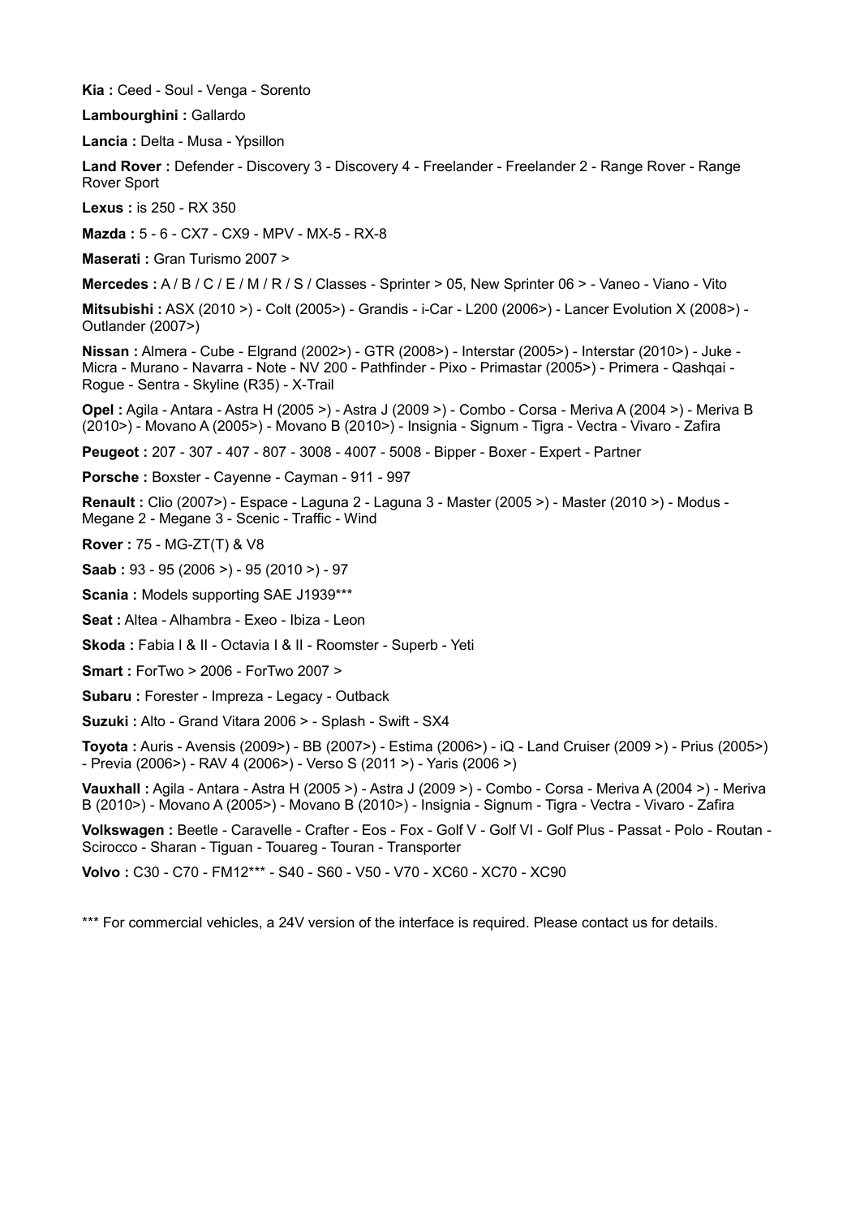**Kia :** Ceed - Soul - Venga - Sorento

**Lambourghini :** Gallardo

**Lancia :** Delta - Musa - Ypsillon

**Land Rover :** Defender - Discovery 3 - Discovery 4 - Freelander - Freelander 2 - Range Rover - Range Rover Sport

**Lexus :** is 250 - RX 350

**Mazda :** 5 - 6 - CX7 - CX9 - MPV - MX-5 - RX-8

**Maserati :** Gran Turismo 2007 >

**Mercedes :** A / B / C / E / M / R / S / Classes - Sprinter > 05, New Sprinter 06 > - Vaneo - Viano - Vito

**Mitsubishi :** ASX (2010 >) - Colt (2005>) - Grandis - i-Car - L200 (2006>) - Lancer Evolution X (2008>) - Outlander (2007>)

**Nissan :** Almera - Cube - Elgrand (2002>) - GTR (2008>) - Interstar (2005>) - Interstar (2010>) - Juke - Micra - Murano - Navarra - Note - NV 200 - Pathfinder - Pixo - Primastar (2005>) - Primera - Qashqai - Rogue - Sentra - Skyline (R35) - X-Trail

**Opel :** Agila - Antara - Astra H (2005 >) - Astra J (2009 >) - Combo - Corsa - Meriva A (2004 >) - Meriva B (2010>) - Movano A (2005>) - Movano B (2010>) - Insignia - Signum - Tigra - Vectra - Vivaro - Zafira

**Peugeot :** 207 - 307 - 407 - 807 - 3008 - 4007 - 5008 - Bipper - Boxer - Expert - Partner

**Porsche :** Boxster - Cayenne - Cayman - 911 - 997

**Renault :** Clio (2007>) - Espace - Laguna 2 - Laguna 3 - Master (2005 >) - Master (2010 >) - Modus - Megane 2 - Megane 3 - Scenic - Traffic - Wind

**Rover :** 75 - MG-ZT(T) & V8

**Saab :** 93 - 95 (2006 >) - 95 (2010 >) - 97

**Scania :** Models supporting SAE J1939***

**Seat :** Altea - Alhambra - Exeo - Ibiza - Leon

**Skoda :** Fabia I & II - Octavia I & II - Roomster - Superb - Yeti

**Smart :** ForTwo > 2006 - ForTwo 2007 >

**Subaru :** Forester - Impreza - Legacy - Outback

**Suzuki :** Alto - Grand Vitara 2006 > - Splash - Swift - SX4

**Toyota :** Auris - Avensis (2009>) - BB (2007>) - Estima (2006>) - iQ - Land Cruiser (2009 >) - Prius (2005>) - Previa (2006>) - RAV 4 (2006>) - Verso S (2011 >) - Yaris (2006 >)

**Vauxhall :** Agila - Antara - Astra H (2005 >) - Astra J (2009 >) - Combo - Corsa - Meriva A (2004 >) - Meriva B (2010>) - Movano A (2005>) - Movano B (2010>) - Insignia - Signum - Tigra - Vectra - Vivaro - Zafira

**Volkswagen :** Beetle - Caravelle - Crafter - Eos - Fox - Golf V - Golf VI - Golf Plus - Passat - Polo - Routan - Scirocco - Sharan - Tiguan - Touareg - Touran - Transporter

**Volvo :** C30 - C70 - FM12*** - S40 - S60 - V50 - V70 - XC60 - XC70 - XC90

*** For commercial vehicles, a 24V version of the interface is required. Please contact us for details.